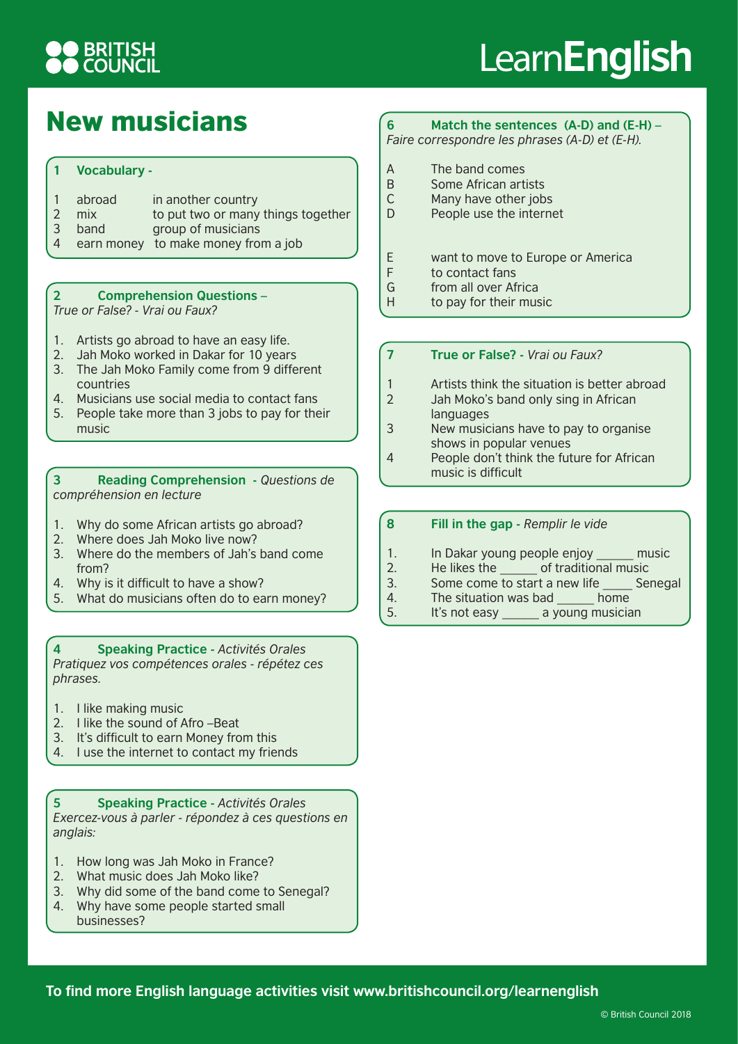# New musicians

## 1 Vocabulary -

| | | |
|---|---|---|
| 1 | abroad | in another country |
| 2 | mix | to put two or many things together |
| 3 | band | group of musicians |
| 4 | earn money | to make money from a job |

## 2 Comprehension Questions – *True or False? - Vrai ou Faux?*

1. Artists go abroad to have an easy life.
2. Jah Moko worked in Dakar for 10 years
3. The Jah Moko Family come from 9 different countries
4. Musicians use social media to contact fans
5. People take more than 3 jobs to pay for their music

## 3 Reading Comprehension - *Questions de compréhension en lecture*

1. Why do some African artists go abroad?
2. Where does Jah Moko live now?
3. Where do the members of Jah's band come from?
4. Why is it difficult to have a show?
5. What do musicians often do to earn money?

## 4 Speaking Practice - *Activités Orales*

*Pratiquez vos compétences orales - répétez ces phrases.*

1. I like making music
2. I like the sound of Afro –Beat
3. It's difficult to earn Money from this
4. I use the internet to contact my friends

## 5 Speaking Practice - *Activités Orales*

*Exercez-vous à parler - répondez à ces questions en anglais:*

1. How long was Jah Moko in France?
2. What music does Jah Moko like?
3. Why did some of the band come to Senegal?
4. Why have some people started small businesses?

## 6 Match the sentences (A-D) and (E-H) – *Faire correspondre les phrases (A-D) et (E-H).*

A The band comes
B Some African artists
C Many have other jobs
D People use the internet

E want to move to Europe or America
F to contact fans
G from all over Africa
H to pay for their music

## 7 True or False? - *Vrai ou Faux?*

1. Artists think the situation is better abroad
2. Jah Moko's band only sing in African languages
3. New musicians have to pay to organise shows in popular venues
4. People don't think the future for African music is difficult

## 8 Fill in the gap - *Remplir le vide*

1. In Dakar young people enjoy ______ music
2. He likes the ______ of traditional music
3. Some come to start a new life _____ Senegal
4. The situation was bad ______ home
5. It's not easy ______ a young musician

**To find more English language activities visit www.britishcouncil.org/learnenglish**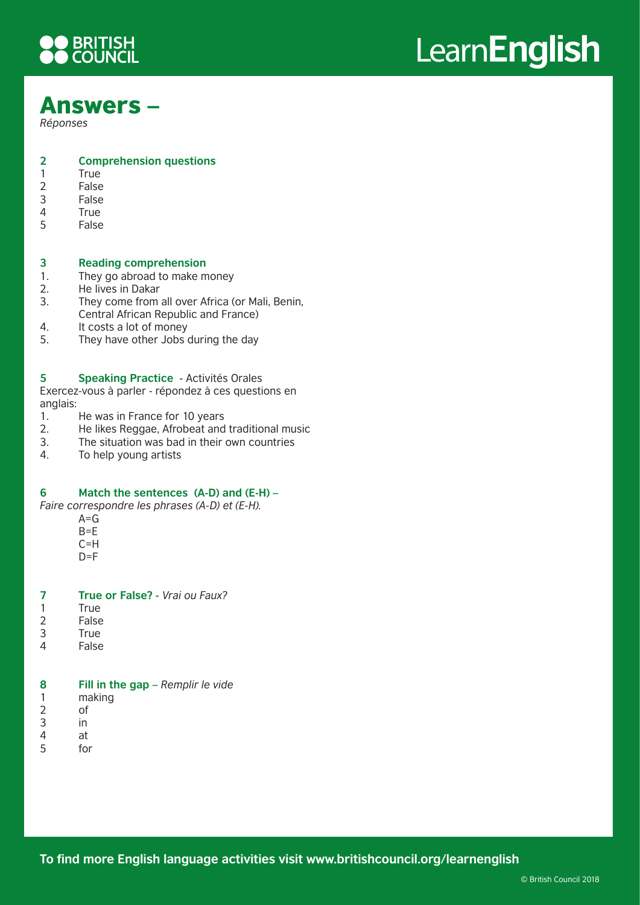# Answers –

*Réponses*

## 2 Comprehension questions

1. True
2. False
3. False
4. True
5. False

## 3 Reading comprehension

1. They go abroad to make money
2. He lives in Dakar
3. They come from all over Africa (or Mali, Benin, Central African Republic and France)
4. It costs a lot of money
5. They have other Jobs during the day

## 5 Speaking Practice - Activités Orales

Exercez-vous à parler - répondez à ces questions en anglais:

1. He was in France for 10 years
2. He likes Reggae, Afrobeat and traditional music
3. The situation was bad in their own countries
4. To help young artists

## 6 Match the sentences (A-D) and (E-H) –

*Faire correspondre les phrases (A-D) et (E-H).*

A=G
B=E
C=H
D=F

## 7 True or False? - *Vrai ou Faux?*

1. True
2. False
3. True
4. False

## 8 Fill in the gap – *Remplir le vide*

1. making
2. of
3. in
4. at
5. for

**To find more English language activities visit www.britishcouncil.org/learnenglish**

© British Council 2018